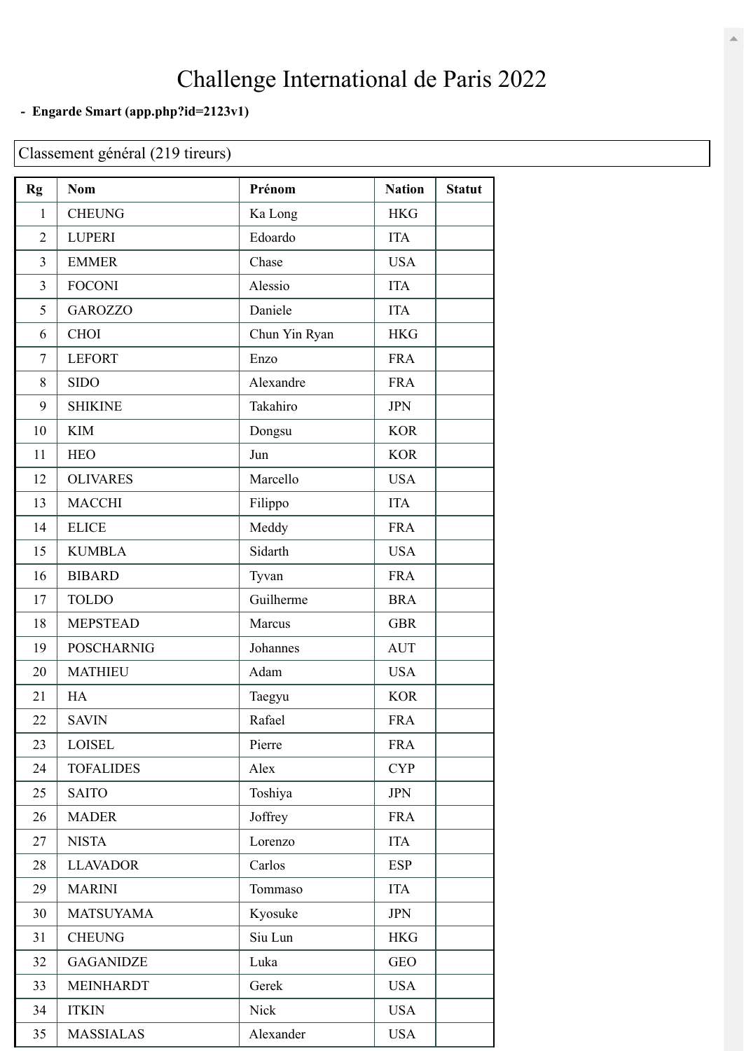# Challenge International de Paris 2022

**- Engarde Smart (app.php?id=2123v1)**

Classement général (219 tireurs)

| Rg | Nom | Prénom | Nation | Statut |
|---|---|---|---|---|
| 1 | CHEUNG | Ka Long | HKG | |
| 2 | LUPERI | Edoardo | ITA | |
| 3 | EMMER | Chase | USA | |
| 3 | FOCONI | Alessio | ITA | |
| 5 | GAROZZO | Daniele | ITA | |
| 6 | CHOI | Chun Yin Ryan | HKG | |
| 7 | LEFORT | Enzo | FRA | |
| 8 | SIDO | Alexandre | FRA | |
| 9 | SHIKINE | Takahiro | JPN | |
| 10 | KIM | Dongsu | KOR | |
| 11 | HEO | Jun | KOR | |
| 12 | OLIVARES | Marcello | USA | |
| 13 | MACCHI | Filippo | ITA | |
| 14 | ELICE | Meddy | FRA | |
| 15 | KUMBLA | Sidarth | USA | |
| 16 | BIBARD | Tyvan | FRA | |
| 17 | TOLDO | Guilherme | BRA | |
| 18 | MEPSTEAD | Marcus | GBR | |
| 19 | POSCHARNIG | Johannes | AUT | |
| 20 | MATHIEU | Adam | USA | |
| 21 | HA | Taegyu | KOR | |
| 22 | SAVIN | Rafael | FRA | |
| 23 | LOISEL | Pierre | FRA | |
| 24 | TOFALIDES | Alex | CYP | |
| 25 | SAITO | Toshiya | JPN | |
| 26 | MADER | Joffrey | FRA | |
| 27 | NISTA | Lorenzo | ITA | |
| 28 | LLAVADOR | Carlos | ESP | |
| 29 | MARINI | Tommaso | ITA | |
| 30 | MATSUYAMA | Kyosuke | JPN | |
| 31 | CHEUNG | Siu Lun | HKG | |
| 32 | GAGANIDZE | Luka | GEO | |
| 33 | MEINHARDT | Gerek | USA | |
| 34 | ITKIN | Nick | USA | |
| 35 | MASSIALAS | Alexander | USA | |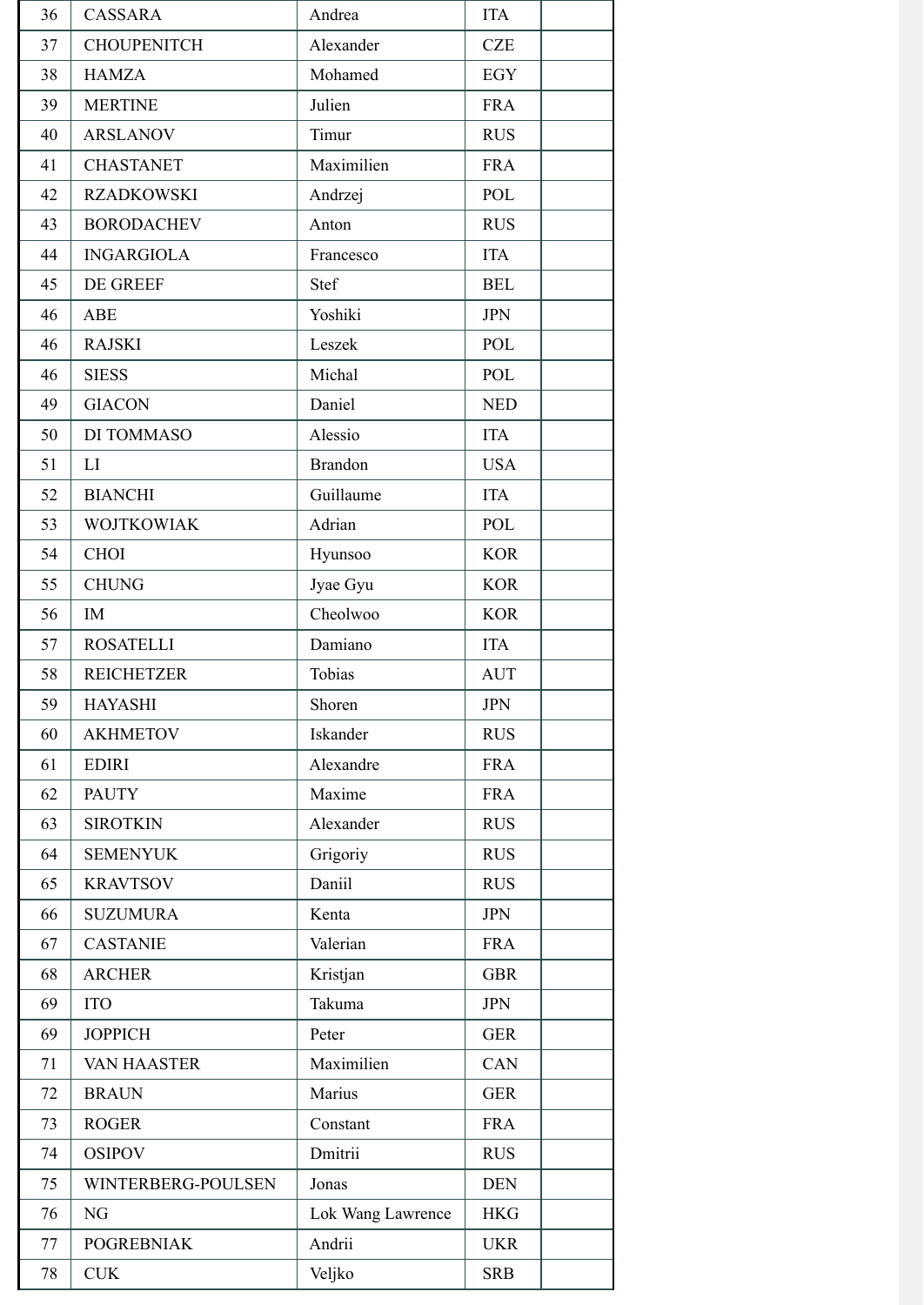| 36 | CASSARA | Andrea | ITA | |
|---|---|---|---|---|
| 37 | CHOUPENITCH | Alexander | CZE | |
| 38 | HAMZA | Mohamed | EGY | |
| 39 | MERTINE | Julien | FRA | |
| 40 | ARSLANOV | Timur | RUS | |
| 41 | CHASTANET | Maximilien | FRA | |
| 42 | RZADKOWSKI | Andrzej | POL | |
| 43 | BORODACHEV | Anton | RUS | |
| 44 | INGARGIOLA | Francesco | ITA | |
| 45 | DE GREEF | Stef | BEL | |
| 46 | ABE | Yoshiki | JPN | |
| 46 | RAJSKI | Leszek | POL | |
| 46 | SIESS | Michal | POL | |
| 49 | GIACON | Daniel | NED | |
| 50 | DI TOMMASO | Alessio | ITA | |
| 51 | LI | Brandon | USA | |
| 52 | BIANCHI | Guillaume | ITA | |
| 53 | WOJTKOWIAK | Adrian | POL | |
| 54 | CHOI | Hyunsoo | KOR | |
| 55 | CHUNG | Jyae Gyu | KOR | |
| 56 | IM | Cheolwoo | KOR | |
| 57 | ROSATELLI | Damiano | ITA | |
| 58 | REICHETZER | Tobias | AUT | |
| 59 | HAYASHI | Shoren | JPN | |
| 60 | AKHMETOV | Iskander | RUS | |
| 61 | EDIRI | Alexandre | FRA | |
| 62 | PAUTY | Maxime | FRA | |
| 63 | SIROTKIN | Alexander | RUS | |
| 64 | SEMENYUK | Grigoriy | RUS | |
| 65 | KRAVTSOV | Daniil | RUS | |
| 66 | SUZUMURA | Kenta | JPN | |
| 67 | CASTANIE | Valerian | FRA | |
| 68 | ARCHER | Kristjan | GBR | |
| 69 | ITO | Takuma | JPN | |
| 69 | JOPPICH | Peter | GER | |
| 71 | VAN HAASTER | Maximilien | CAN | |
| 72 | BRAUN | Marius | GER | |
| 73 | ROGER | Constant | FRA | |
| 74 | OSIPOV | Dmitrii | RUS | |
| 75 | WINTERBERG-POULSEN | Jonas | DEN | |
| 76 | NG | Lok Wang Lawrence | HKG | |
| 77 | POGREBNIAK | Andrii | UKR | |
| 78 | CUK | Veljko | SRB | |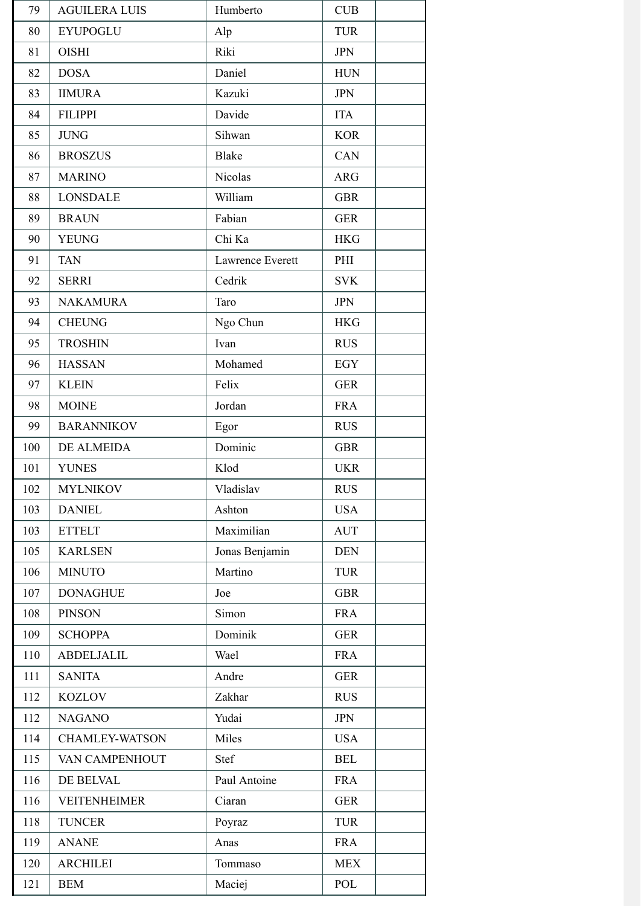| 79 | AGUILERA LUIS | Humberto | CUB | |
|---|---|---|---|---|
| 80 | EYUPOGLU | Alp | TUR | |
| 81 | OISHI | Riki | JPN | |
| 82 | DOSA | Daniel | HUN | |
| 83 | IIMURA | Kazuki | JPN | |
| 84 | FILIPPI | Davide | ITA | |
| 85 | JUNG | Sihwan | KOR | |
| 86 | BROSZUS | Blake | CAN | |
| 87 | MARINO | Nicolas | ARG | |
| 88 | LONSDALE | William | GBR | |
| 89 | BRAUN | Fabian | GER | |
| 90 | YEUNG | Chi Ka | HKG | |
| 91 | TAN | Lawrence Everett | PHI | |
| 92 | SERRI | Cedrik | SVK | |
| 93 | NAKAMURA | Taro | JPN | |
| 94 | CHEUNG | Ngo Chun | HKG | |
| 95 | TROSHIN | Ivan | RUS | |
| 96 | HASSAN | Mohamed | EGY | |
| 97 | KLEIN | Felix | GER | |
| 98 | MOINE | Jordan | FRA | |
| 99 | BARANNIKOV | Egor | RUS | |
| 100 | DE ALMEIDA | Dominic | GBR | |
| 101 | YUNES | Klod | UKR | |
| 102 | MYLNIKOV | Vladislav | RUS | |
| 103 | DANIEL | Ashton | USA | |
| 103 | ETTELT | Maximilian | AUT | |
| 105 | KARLSEN | Jonas Benjamin | DEN | |
| 106 | MINUTO | Martino | TUR | |
| 107 | DONAGHUE | Joe | GBR | |
| 108 | PINSON | Simon | FRA | |
| 109 | SCHOPPA | Dominik | GER | |
| 110 | ABDELJALIL | Wael | FRA | |
| 111 | SANITA | Andre | GER | |
| 112 | KOZLOV | Zakhar | RUS | |
| 112 | NAGANO | Yudai | JPN | |
| 114 | CHAMLEY-WATSON | Miles | USA | |
| 115 | VAN CAMPENHOUT | Stef | BEL | |
| 116 | DE BELVAL | Paul Antoine | FRA | |
| 116 | VEITENHEIMER | Ciaran | GER | |
| 118 | TUNCER | Poyraz | TUR | |
| 119 | ANANE | Anas | FRA | |
| 120 | ARCHILEI | Tommaso | MEX | |
| 121 | BEM | Maciej | POL | |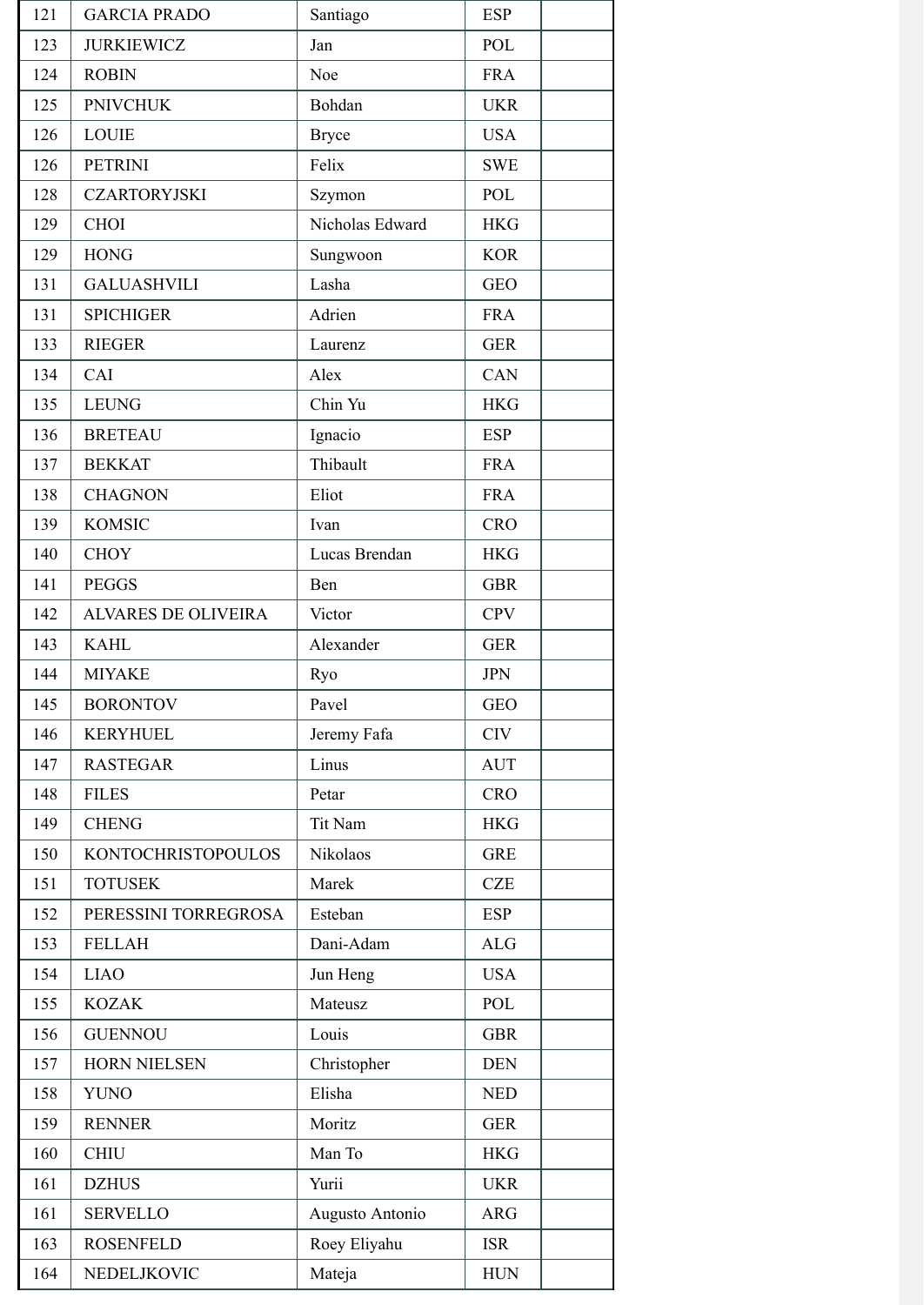| | | | | |
|---|---|---|---|---|
| 121 | GARCIA PRADO | Santiago | ESP | |
| 123 | JURKIEWICZ | Jan | POL | |
| 124 | ROBIN | Noe | FRA | |
| 125 | PNIVCHUK | Bohdan | UKR | |
| 126 | LOUIE | Bryce | USA | |
| 126 | PETRINI | Felix | SWE | |
| 128 | CZARTORYJSKI | Szymon | POL | |
| 129 | CHOI | Nicholas Edward | HKG | |
| 129 | HONG | Sungwoon | KOR | |
| 131 | GALUASHVILI | Lasha | GEO | |
| 131 | SPICHIGER | Adrien | FRA | |
| 133 | RIEGER | Laurenz | GER | |
| 134 | CAI | Alex | CAN | |
| 135 | LEUNG | Chin Yu | HKG | |
| 136 | BRETEAU | Ignacio | ESP | |
| 137 | BEKKAT | Thibault | FRA | |
| 138 | CHAGNON | Eliot | FRA | |
| 139 | KOMSIC | Ivan | CRO | |
| 140 | CHOY | Lucas Brendan | HKG | |
| 141 | PEGGS | Ben | GBR | |
| 142 | ALVARES DE OLIVEIRA | Victor | CPV | |
| 143 | KAHL | Alexander | GER | |
| 144 | MIYAKE | Ryo | JPN | |
| 145 | BORONTOV | Pavel | GEO | |
| 146 | KERYHUEL | Jeremy Fafa | CIV | |
| 147 | RASTEGAR | Linus | AUT | |
| 148 | FILES | Petar | CRO | |
| 149 | CHENG | Tit Nam | HKG | |
| 150 | KONTOCHRISTOPOULOS | Nikolaos | GRE | |
| 151 | TOTUSEK | Marek | CZE | |
| 152 | PERESSINI TORREGROSA | Esteban | ESP | |
| 153 | FELLAH | Dani-Adam | ALG | |
| 154 | LIAO | Jun Heng | USA | |
| 155 | KOZAK | Mateusz | POL | |
| 156 | GUENNOU | Louis | GBR | |
| 157 | HORN NIELSEN | Christopher | DEN | |
| 158 | YUNO | Elisha | NED | |
| 159 | RENNER | Moritz | GER | |
| 160 | CHIU | Man To | HKG | |
| 161 | DZHUS | Yurii | UKR | |
| 161 | SERVELLO | Augusto Antonio | ARG | |
| 163 | ROSENFELD | Roey Eliyahu | ISR | |
| 164 | NEDELJKOVIC | Mateja | HUN | |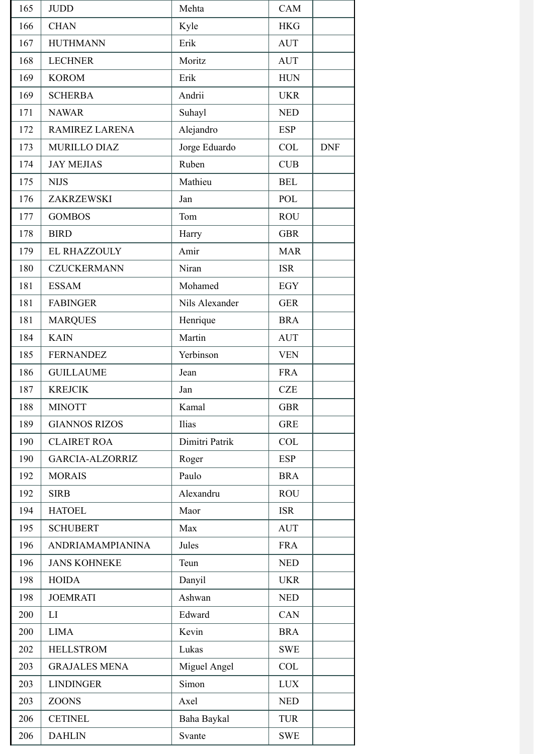| 165 | JUDD | Mehta | CAM | |
|---|---|---|---|---|
| 166 | CHAN | Kyle | HKG | |
| 167 | HUTHMANN | Erik | AUT | |
| 168 | LECHNER | Moritz | AUT | |
| 169 | KOROM | Erik | HUN | |
| 169 | SCHERBA | Andrii | UKR | |
| 171 | NAWAR | Suhayl | NED | |
| 172 | RAMIREZ LARENA | Alejandro | ESP | |
| 173 | MURILLO DIAZ | Jorge Eduardo | COL | DNF |
| 174 | JAY MEJIAS | Ruben | CUB | |
| 175 | NIJS | Mathieu | BEL | |
| 176 | ZAKRZEWSKI | Jan | POL | |
| 177 | GOMBOS | Tom | ROU | |
| 178 | BIRD | Harry | GBR | |
| 179 | EL RHAZZOULY | Amir | MAR | |
| 180 | CZUCKERMANN | Niran | ISR | |
| 181 | ESSAM | Mohamed | EGY | |
| 181 | FABINGER | Nils Alexander | GER | |
| 181 | MARQUES | Henrique | BRA | |
| 184 | KAIN | Martin | AUT | |
| 185 | FERNANDEZ | Yerbinson | VEN | |
| 186 | GUILLAUME | Jean | FRA | |
| 187 | KREJCIK | Jan | CZE | |
| 188 | MINOTT | Kamal | GBR | |
| 189 | GIANNOS RIZOS | Ilias | GRE | |
| 190 | CLAIRET ROA | Dimitri Patrik | COL | |
| 190 | GARCIA-ALZORRIZ | Roger | ESP | |
| 192 | MORAIS | Paulo | BRA | |
| 192 | SIRB | Alexandru | ROU | |
| 194 | HATOEL | Maor | ISR | |
| 195 | SCHUBERT | Max | AUT | |
| 196 | ANDRIAMAMPIANINA | Jules | FRA | |
| 196 | JANS KOHNEKE | Teun | NED | |
| 198 | HOIDA | Danyil | UKR | |
| 198 | JOEMRATI | Ashwan | NED | |
| 200 | LI | Edward | CAN | |
| 200 | LIMA | Kevin | BRA | |
| 202 | HELLSTROM | Lukas | SWE | |
| 203 | GRAJALES MENA | Miguel Angel | COL | |
| 203 | LINDINGER | Simon | LUX | |
| 203 | ZOONS | Axel | NED | |
| 206 | CETINEL | Baha Baykal | TUR | |
| 206 | DAHLIN | Svante | SWE | |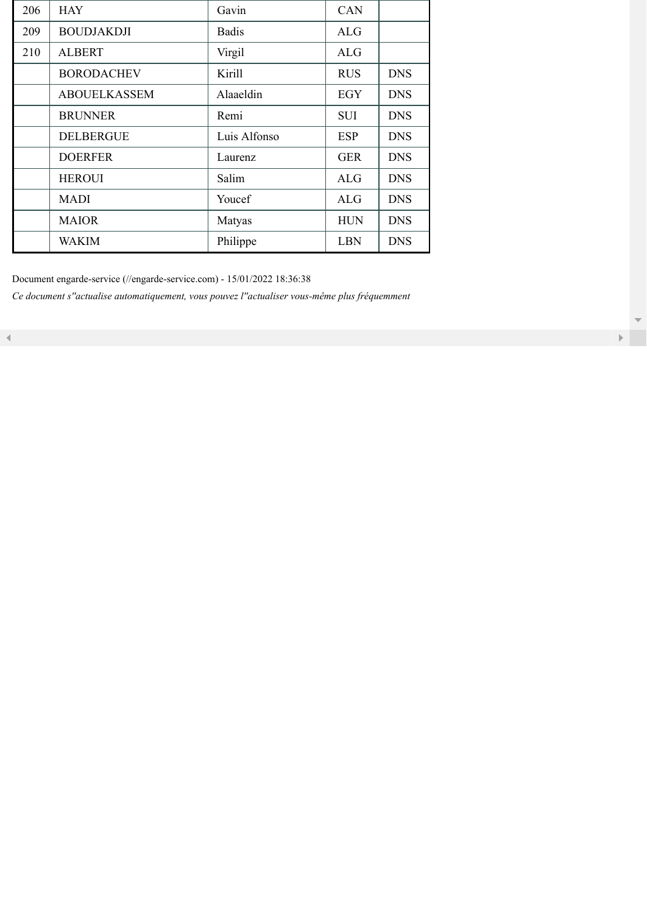| | | | | |
|---|---|---|---|---|
| 206 | HAY | Gavin | CAN | |
| 209 | BOUDJAKDJI | Badis | ALG | |
| 210 | ALBERT | Virgil | ALG | |
| | BORODACHEV | Kirill | RUS | DNS |
| | ABOUELKASSEM | Alaaeldin | EGY | DNS |
| | BRUNNER | Remi | SUI | DNS |
| | DELBERGUE | Luis Alfonso | ESP | DNS |
| | DOERFER | Laurenz | GER | DNS |
| | HEROUI | Salim | ALG | DNS |
| | MADI | Youcef | ALG | DNS |
| | MAIOR | Matyas | HUN | DNS |
| | WAKIM | Philippe | LBN | DNS |

Document engarde-service (//engarde-service.com) - 15/01/2022 18:36:38

*Ce document s''actualise automatiquement, vous pouvez l''actualiser vous-même plus fréquemment*